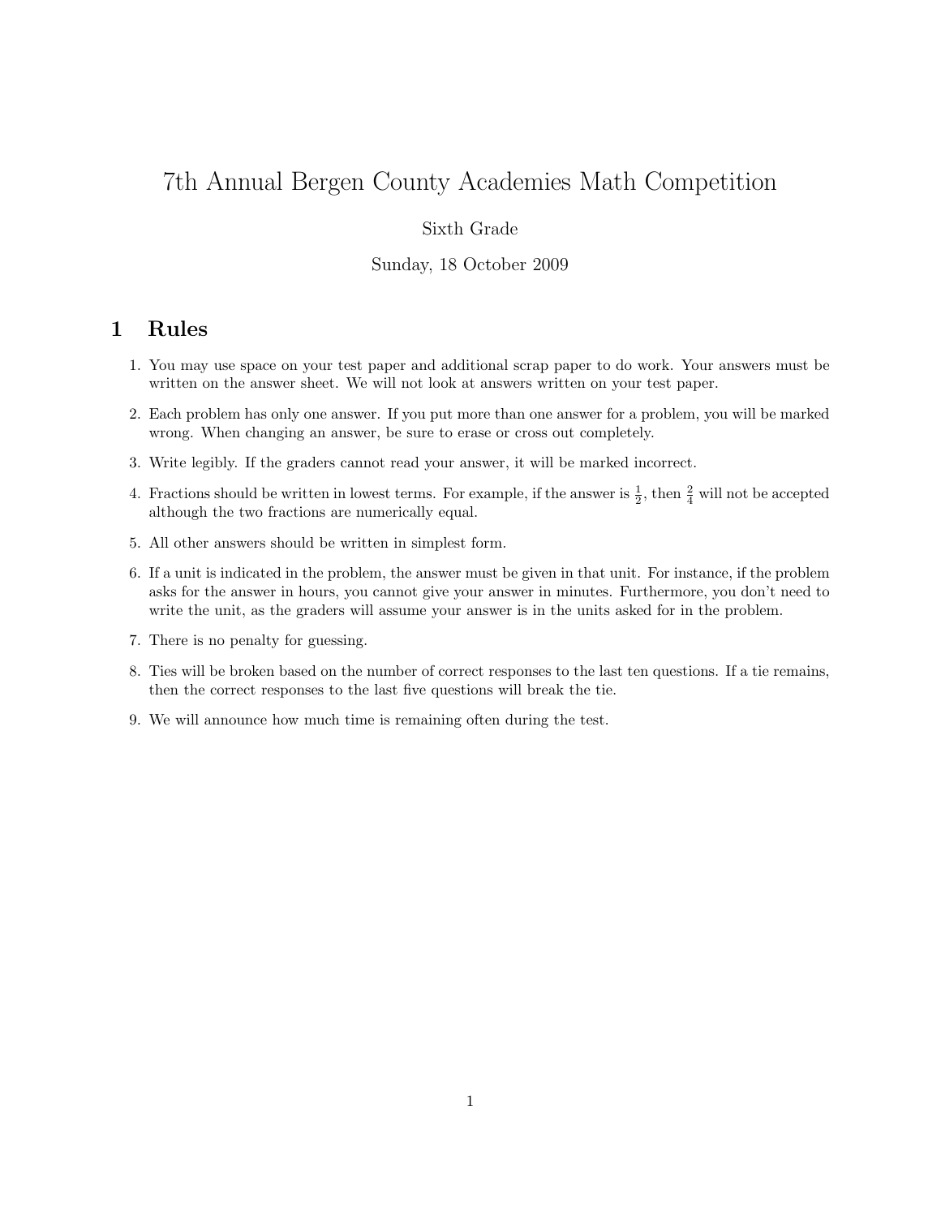# 7th Annual Bergen County Academies Math Competition

Sixth Grade

Sunday, 18 October 2009

## 1 Rules

1. You may use space on your test paper and additional scrap paper to do work. Your answers must be written on the answer sheet. We will not look at answers written on your test paper.
2. Each problem has only one answer. If you put more than one answer for a problem, you will be marked wrong. When changing an answer, be sure to erase or cross out completely.
3. Write legibly. If the graders cannot read your answer, it will be marked incorrect.
4. Fractions should be written in lowest terms. For example, if the answer is $\frac{1}{2}$, then $\frac{2}{4}$ will not be accepted although the two fractions are numerically equal.
5. All other answers should be written in simplest form.
6. If a unit is indicated in the problem, the answer must be given in that unit. For instance, if the problem asks for the answer in hours, you cannot give your answer in minutes. Furthermore, you don't need to write the unit, as the graders will assume your answer is in the units asked for in the problem.
7. There is no penalty for guessing.
8. Ties will be broken based on the number of correct responses to the last ten questions. If a tie remains, then the correct responses to the last five questions will break the tie.
9. We will announce how much time is remaining often during the test.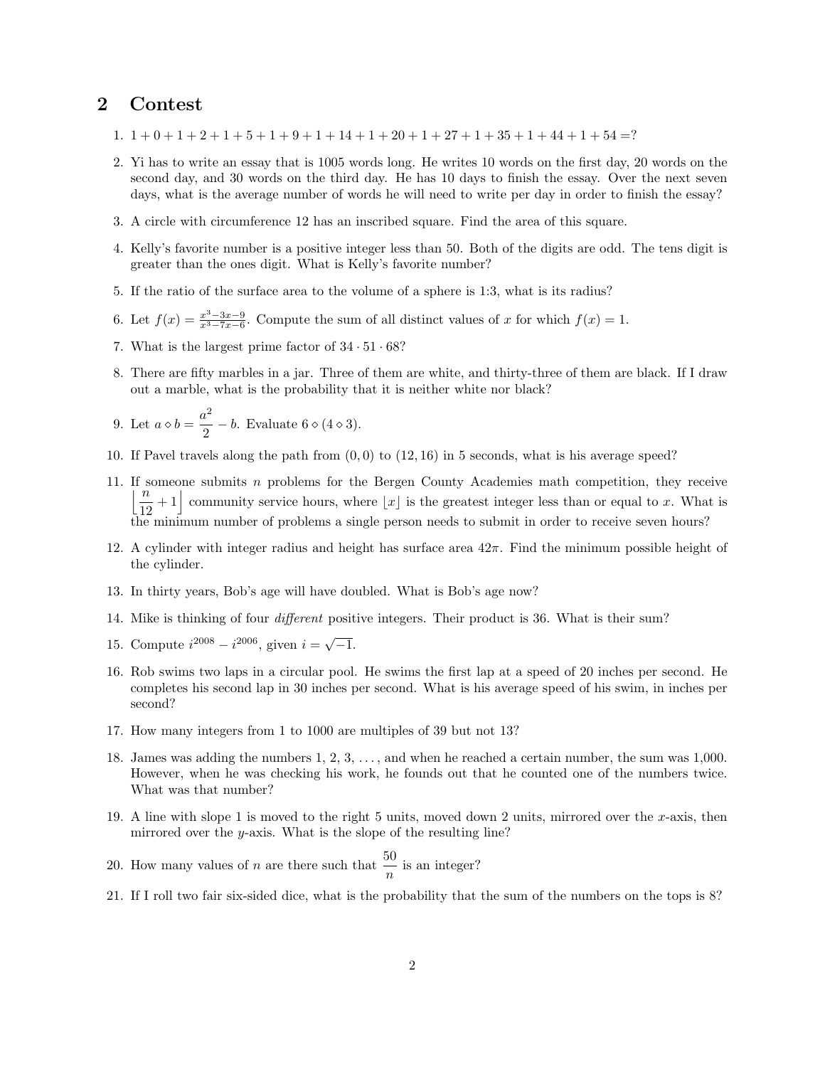## 2 Contest

1. $1+0+1+2+1+5+1+9+1+14+1+20+1+27+1+35+1+44+1+54=?$

2. Yi has to write an essay that is 1005 words long. He writes 10 words on the first day, 20 words on the second day, and 30 words on the third day. He has 10 days to finish the essay. Over the next seven days, what is the average number of words he will need to write per day in order to finish the essay?

3. A circle with circumference 12 has an inscribed square. Find the area of this square.

4. Kelly's favorite number is a positive integer less than 50. Both of the digits are odd. The tens digit is greater than the ones digit. What is Kelly's favorite number?

5. If the ratio of the surface area to the volume of a sphere is 1:3, what is its radius?

6. Let $f(x) = \frac{x^3-3x-9}{x^3-7x-6}$. Compute the sum of all distinct values of $x$ for which $f(x) = 1$.

7. What is the largest prime factor of $34 \cdot 51 \cdot 68$?

8. There are fifty marbles in a jar. Three of them are white, and thirty-three of them are black. If I draw out a marble, what is the probability that it is neither white nor black?

9. Let $a \diamond b = \dfrac{a^2}{2} - b$. Evaluate $6 \diamond (4 \diamond 3)$.

10. If Pavel travels along the path from $(0,0)$ to $(12,16)$ in 5 seconds, what is his average speed?

11. If someone submits $n$ problems for the Bergen County Academies math competition, they receive $\left\lfloor \dfrac{n}{12} + 1 \right\rfloor$ community service hours, where $\lfloor x \rfloor$ is the greatest integer less than or equal to $x$. What is the minimum number of problems a single person needs to submit in order to receive seven hours?

12. A cylinder with integer radius and height has surface area $42\pi$. Find the minimum possible height of the cylinder.

13. In thirty years, Bob's age will have doubled. What is Bob's age now?

14. Mike is thinking of four *different* positive integers. Their product is 36. What is their sum?

15. Compute $i^{2008} - i^{2006}$, given $i = \sqrt{-1}$.

16. Rob swims two laps in a circular pool. He swims the first lap at a speed of 20 inches per second. He completes his second lap in 30 inches per second. What is his average speed of his swim, in inches per second?

17. How many integers from 1 to 1000 are multiples of 39 but not 13?

18. James was adding the numbers $1, 2, 3, \ldots$, and when he reached a certain number, the sum was 1,000. However, when he was checking his work, he founds out that he counted one of the numbers twice. What was that number?

19. A line with slope 1 is moved to the right 5 units, moved down 2 units, mirrored over the $x$-axis, then mirrored over the $y$-axis. What is the slope of the resulting line?

20. How many values of $n$ are there such that $\dfrac{50}{n}$ is an integer?

21. If I roll two fair six-sided dice, what is the probability that the sum of the numbers on the tops is 8?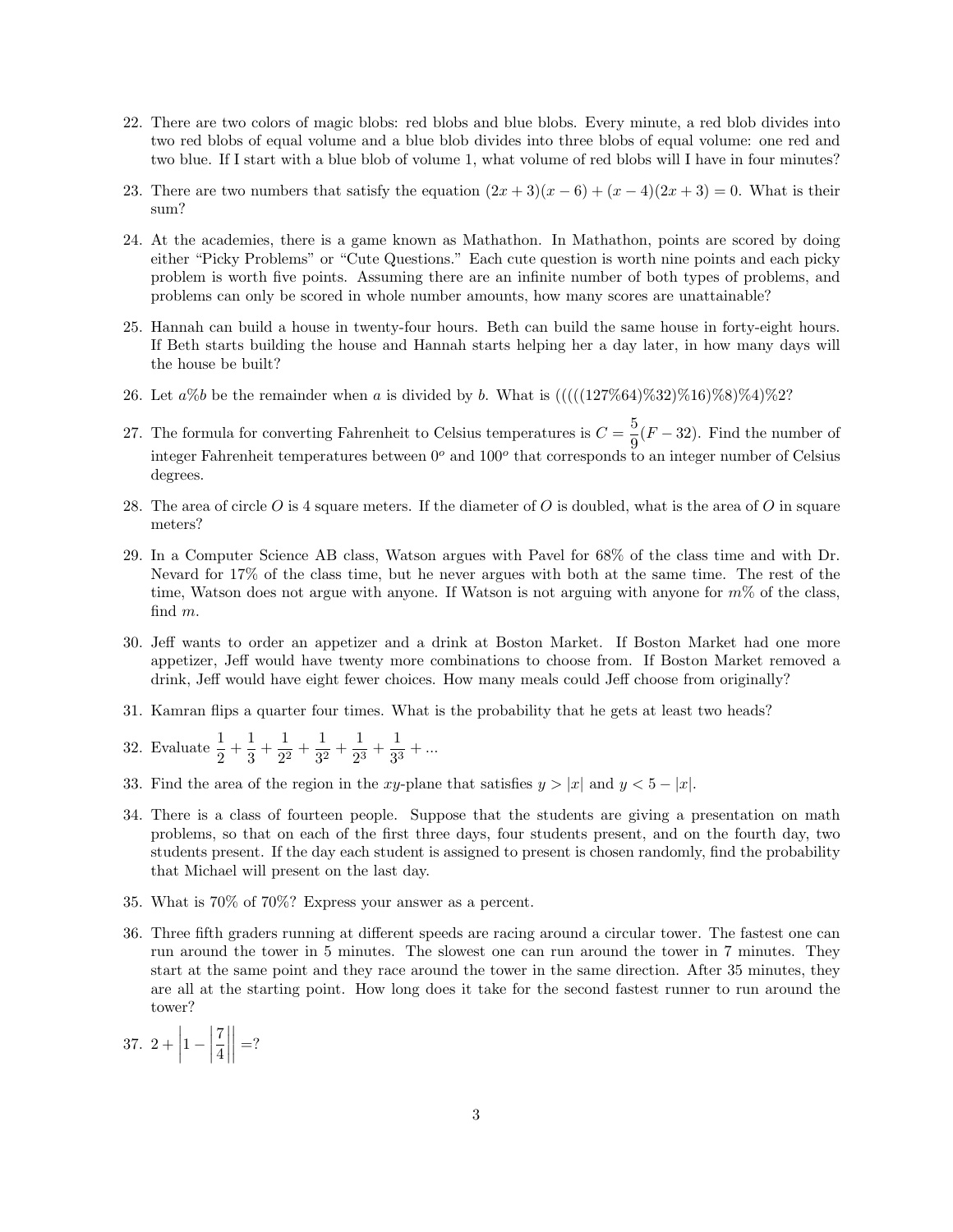22. There are two colors of magic blobs: red blobs and blue blobs. Every minute, a red blob divides into two red blobs of equal volume and a blue blob divides into three blobs of equal volume: one red and two blue. If I start with a blue blob of volume 1, what volume of red blobs will I have in four minutes?

23. There are two numbers that satisfy the equation $(2x + 3)(x - 6) + (x - 4)(2x + 3) = 0$. What is their sum?

24. At the academies, there is a game known as Mathathon. In Mathathon, points are scored by doing either "Picky Problems" or "Cute Questions." Each cute question is worth nine points and each picky problem is worth five points. Assuming there are an infinite number of both types of problems, and problems can only be scored in whole number amounts, how many scores are unattainable?

25. Hannah can build a house in twenty-four hours. Beth can build the same house in forty-eight hours. If Beth starts building the house and Hannah starts helping her a day later, in how many days will the house be built?

26. Let $a\%b$ be the remainder when $a$ is divided by $b$. What is $(((((127\%64)\%32)\%16)\%8)\%4)\%2$?

27. The formula for converting Fahrenheit to Celsius temperatures is $C = \frac{5}{9}(F - 32)$. Find the number of integer Fahrenheit temperatures between $0^o$ and $100^o$ that corresponds to an integer number of Celsius degrees.

28. The area of circle $O$ is 4 square meters. If the diameter of $O$ is doubled, what is the area of $O$ in square meters?

29. In a Computer Science AB class, Watson argues with Pavel for 68% of the class time and with Dr. Nevard for 17% of the class time, but he never argues with both at the same time. The rest of the time, Watson does not argue with anyone. If Watson is not arguing with anyone for $m$% of the class, find $m$.

30. Jeff wants to order an appetizer and a drink at Boston Market. If Boston Market had one more appetizer, Jeff would have twenty more combinations to choose from. If Boston Market removed a drink, Jeff would have eight fewer choices. How many meals could Jeff choose from originally?

31. Kamran flips a quarter four times. What is the probability that he gets at least two heads?

32. Evaluate $\frac{1}{2} + \frac{1}{3} + \frac{1}{2^2} + \frac{1}{3^2} + \frac{1}{2^3} + \frac{1}{3^3} + ...$

33. Find the area of the region in the $xy$-plane that satisfies $y > |x|$ and $y < 5 - |x|$.

34. There is a class of fourteen people. Suppose that the students are giving a presentation on math problems, so that on each of the first three days, four students present, and on the fourth day, two students present. If the day each student is assigned to present is chosen randomly, find the probability that Michael will present on the last day.

35. What is 70% of 70%? Express your answer as a percent.

36. Three fifth graders running at different speeds are racing around a circular tower. The fastest one can run around the tower in 5 minutes. The slowest one can run around the tower in 7 minutes. They start at the same point and they race around the tower in the same direction. After 35 minutes, they are all at the starting point. How long does it take for the second fastest runner to run around the tower?

37. $2 + \left|1 - \left|\frac{7}{4}\right|\right| = ?$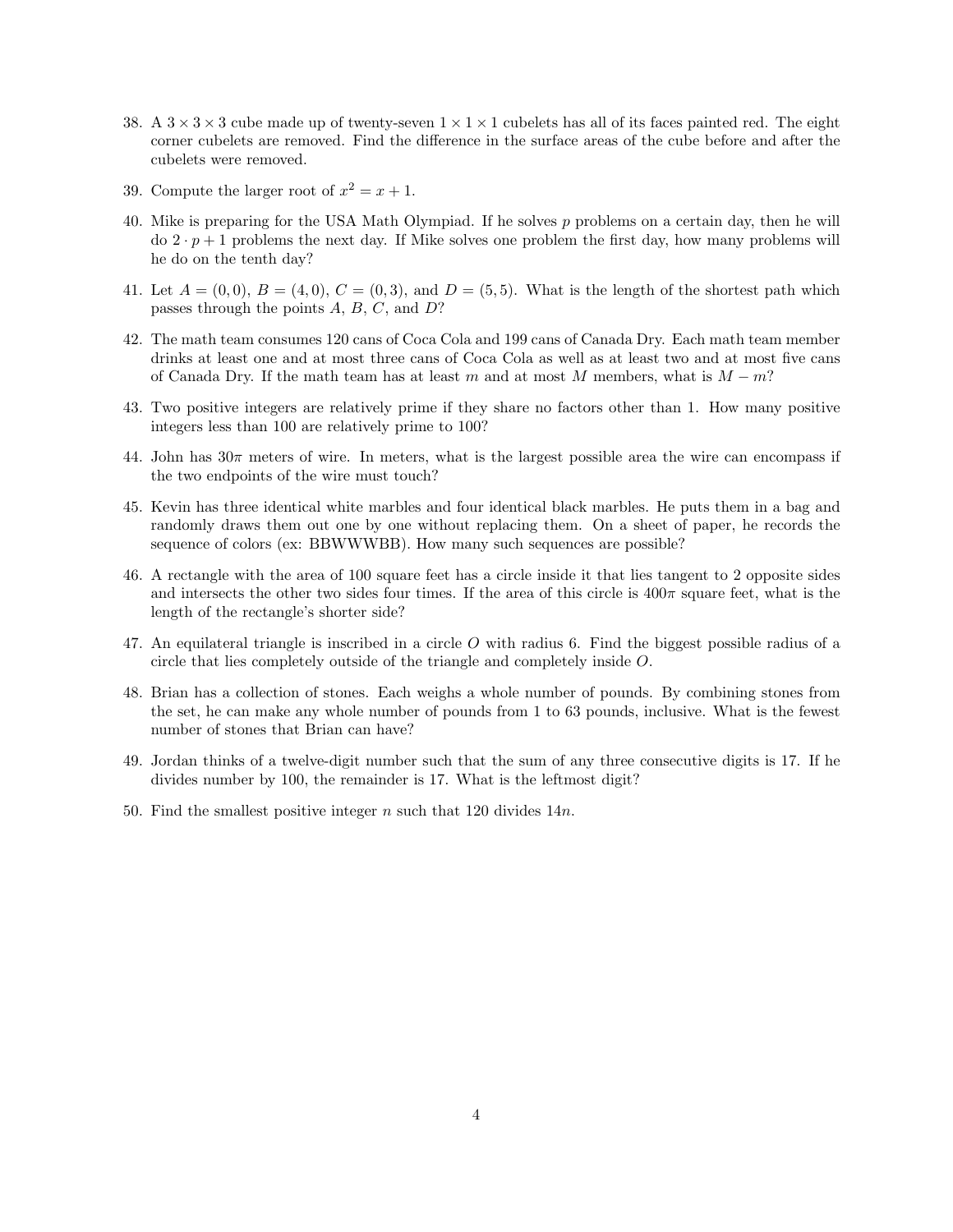38. A $3 \times 3 \times 3$ cube made up of twenty-seven $1 \times 1 \times 1$ cubelets has all of its faces painted red. The eight corner cubelets are removed. Find the difference in the surface areas of the cube before and after the cubelets were removed.

39. Compute the larger root of $x^2 = x + 1$.

40. Mike is preparing for the USA Math Olympiad. If he solves $p$ problems on a certain day, then he will do $2 \cdot p + 1$ problems the next day. If Mike solves one problem the first day, how many problems will he do on the tenth day?

41. Let $A = (0, 0)$, $B = (4, 0)$, $C = (0, 3)$, and $D = (5, 5)$. What is the length of the shortest path which passes through the points $A$, $B$, $C$, and $D$?

42. The math team consumes 120 cans of Coca Cola and 199 cans of Canada Dry. Each math team member drinks at least one and at most three cans of Coca Cola as well as at least two and at most five cans of Canada Dry. If the math team has at least $m$ and at most $M$ members, what is $M - m$?

43. Two positive integers are relatively prime if they share no factors other than 1. How many positive integers less than 100 are relatively prime to 100?

44. John has $30\pi$ meters of wire. In meters, what is the largest possible area the wire can encompass if the two endpoints of the wire must touch?

45. Kevin has three identical white marbles and four identical black marbles. He puts them in a bag and randomly draws them out one by one without replacing them. On a sheet of paper, he records the sequence of colors (ex: BBWWWBB). How many such sequences are possible?

46. A rectangle with the area of 100 square feet has a circle inside it that lies tangent to 2 opposite sides and intersects the other two sides four times. If the area of this circle is $400\pi$ square feet, what is the length of the rectangle's shorter side?

47. An equilateral triangle is inscribed in a circle $O$ with radius 6. Find the biggest possible radius of a circle that lies completely outside of the triangle and completely inside $O$.

48. Brian has a collection of stones. Each weighs a whole number of pounds. By combining stones from the set, he can make any whole number of pounds from 1 to 63 pounds, inclusive. What is the fewest number of stones that Brian can have?

49. Jordan thinks of a twelve-digit number such that the sum of any three consecutive digits is 17. If he divides number by 100, the remainder is 17. What is the leftmost digit?

50. Find the smallest positive integer $n$ such that 120 divides $14n$.